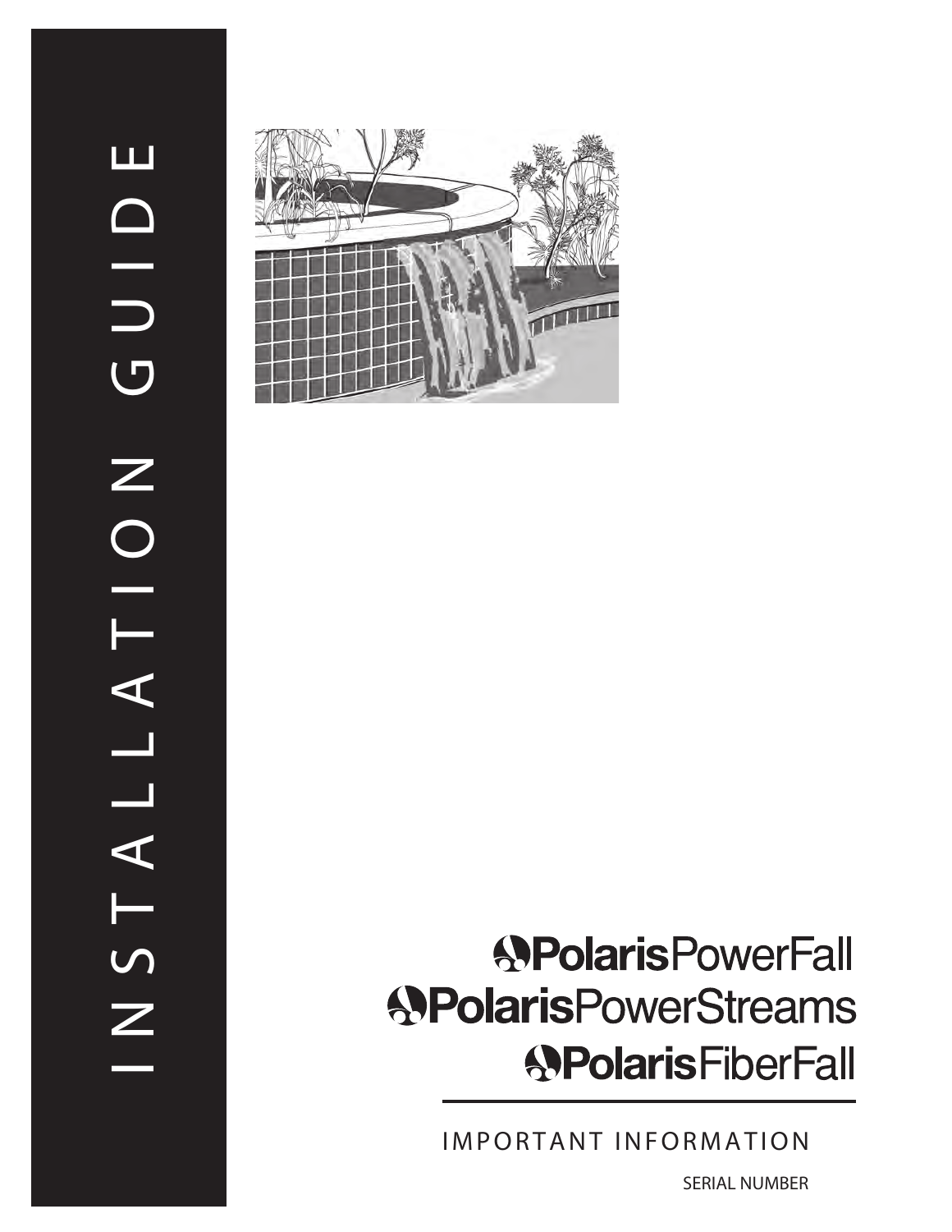# INSTALLATION GUIDE

## Polaris PowerFall
## Polaris PowerStreams
## Polaris FiberFall

IMPORTANT INFORMATION

SERIAL NUMBER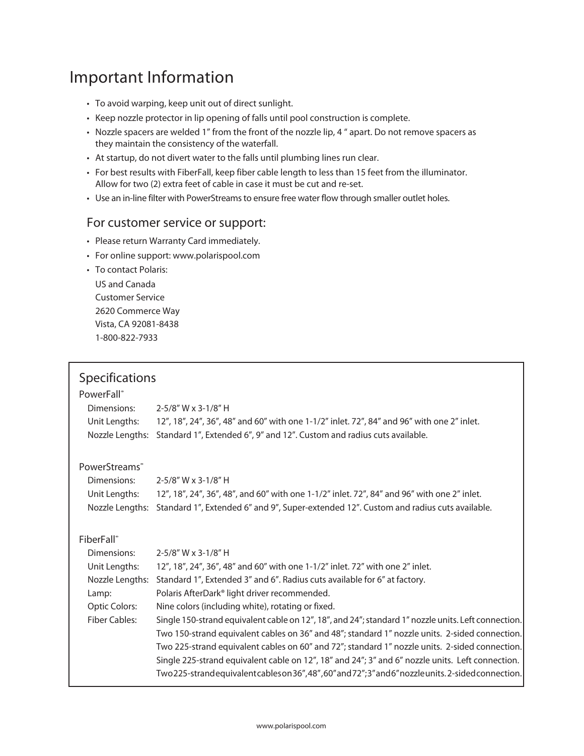# Important Information

- To avoid warping, keep unit out of direct sunlight.
- Keep nozzle protector in lip opening of falls until pool construction is complete.
- Nozzle spacers are welded 1" from the front of the nozzle lip, 4 " apart. Do not remove spacers as they maintain the consistency of the waterfall.
- At startup, do not divert water to the falls until plumbing lines run clear.
- For best results with FiberFall, keep fiber cable length to less than 15 feet from the illuminator. Allow for two (2) extra feet of cable in case it must be cut and re-set.
- Use an in-line filter with PowerStreams to ensure free water flow through smaller outlet holes.

## For customer service or support:

- Please return Warranty Card immediately.
- For online support: www.polarispool.com
- To contact Polaris:

  US and Canada
  Customer Service
  2620 Commerce Way
  Vista, CA 92081-8438
  1-800-822-7933

## Specifications

### PowerFall℠

| | |
|---|---|
| Dimensions: | 2-5/8" W x 3-1/8" H |
| Unit Lengths: | 12", 18", 24", 36", 48" and 60" with one 1-1/2" inlet. 72", 84" and 96" with one 2" inlet. |
| Nozzle Lengths: | Standard 1", Extended 6", 9" and 12". Custom and radius cuts available. |

### PowerStreams℠

| | |
|---|---|
| Dimensions: | 2-5/8" W x 3-1/8" H |
| Unit Lengths: | 12", 18", 24", 36", 48", and 60" with one 1-1/2" inlet. 72", 84" and 96" with one 2" inlet. |
| Nozzle Lengths: | Standard 1", Extended 6" and 9", Super-extended 12". Custom and radius cuts available. |

### FiberFall℠

| | |
|---|---|
| Dimensions: | 2-5/8" W x 3-1/8" H |
| Unit Lengths: | 12", 18", 24", 36", 48" and 60" with one 1-1/2" inlet. 72" with one 2" inlet. |
| Nozzle Lengths: | Standard 1", Extended 3" and 6". Radius cuts available for 6" at factory. |
| Lamp: | Polaris AfterDark® light driver recommended. |
| Optic Colors: | Nine colors (including white), rotating or fixed. |
| Fiber Cables: | Single 150-strand equivalent cable on 12", 18", and 24"; standard 1" nozzle units. Left connection. |
| | Two 150-strand equivalent cables on 36" and 48"; standard 1" nozzle units. 2-sided connection. |
| | Two 225-strand equivalent cables on 60" and 72"; standard 1" nozzle units. 2-sided connection. |
| | Single 225-strand equivalent cable on 12", 18" and 24"; 3" and 6" nozzle units. Left connection. |
| | Two 225-strand equivalent cables on 36", 48", 60" and 72"; 3" and 6" nozzle units. 2-sided connection. |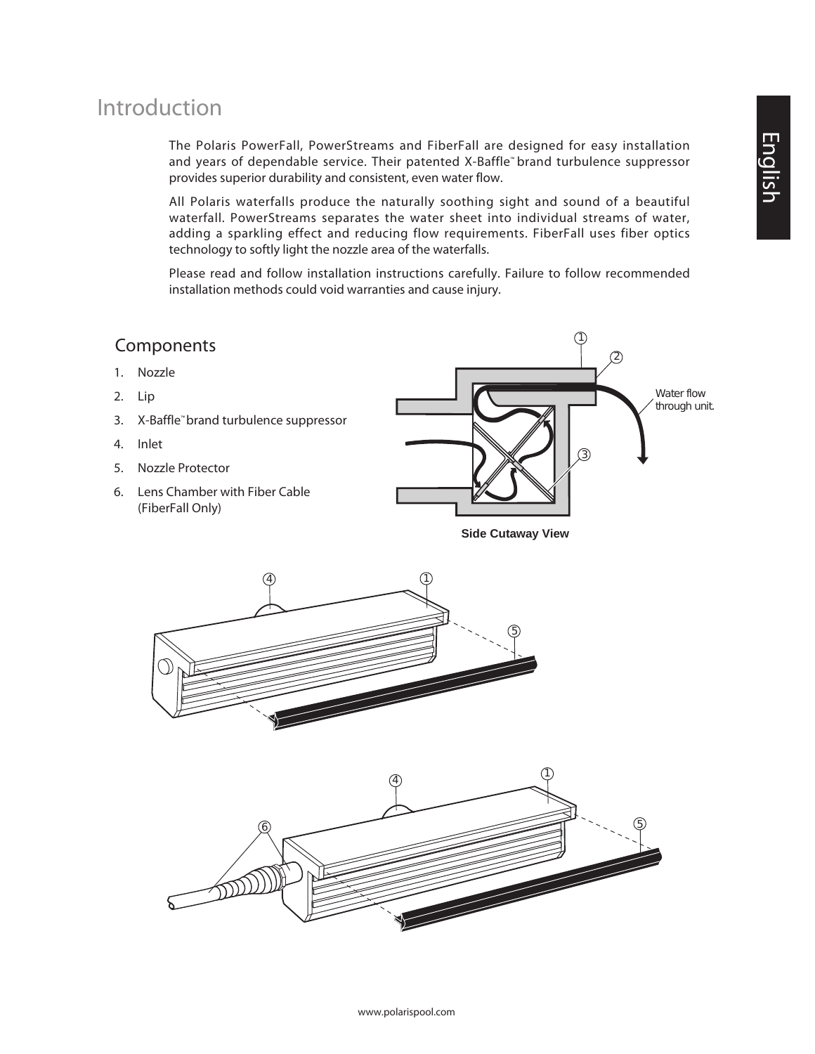# Introduction

The Polaris PowerFall, PowerStreams and FiberFall are designed for easy installation and years of dependable service. Their patented X-Baffle™ brand turbulence suppressor provides superior durability and consistent, even water flow.

All Polaris waterfalls produce the naturally soothing sight and sound of a beautiful waterfall. PowerStreams separates the water sheet into individual streams of water, adding a sparkling effect and reducing flow requirements. FiberFall uses fiber optics technology to softly light the nozzle area of the waterfalls.

Please read and follow installation instructions carefully. Failure to follow recommended installation methods could void warranties and cause injury.

## Components

1. Nozzle
2. Lip
3. X-Baffle™ brand turbulence suppressor
4. Inlet
5. Nozzle Protector
6. Lens Chamber with Fiber Cable (FiberFall Only)

Water flow through unit.

**Side Cutaway View**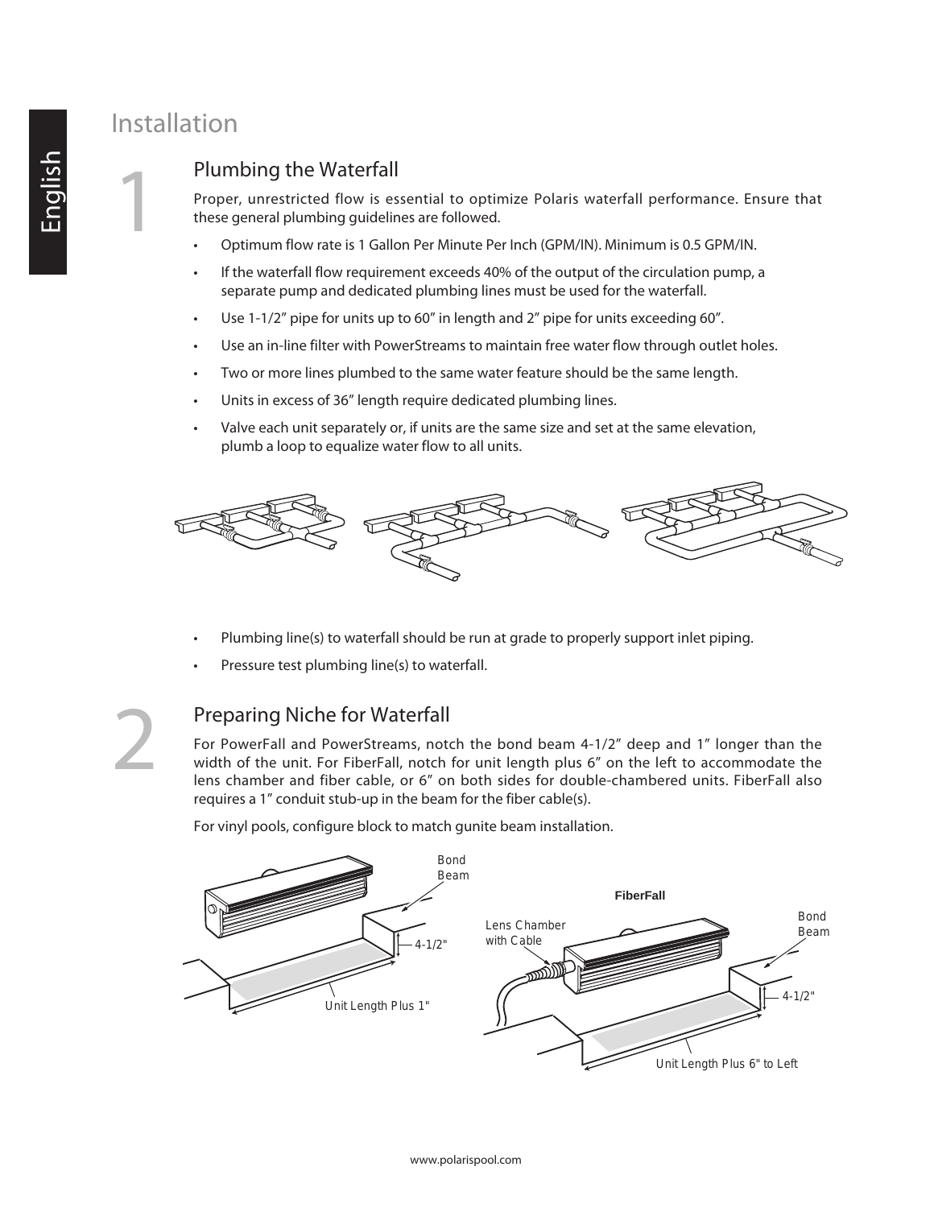# Installation

## 1 Plumbing the Waterfall

Proper, unrestricted flow is essential to optimize Polaris waterfall performance. Ensure that these general plumbing guidelines are followed.

- Optimum flow rate is 1 Gallon Per Minute Per Inch (GPM/IN). Minimum is 0.5 GPM/IN.
- If the waterfall flow requirement exceeds 40% of the output of the circulation pump, a separate pump and dedicated plumbing lines must be used for the waterfall.
- Use 1-1/2″ pipe for units up to 60″ in length and 2″ pipe for units exceeding 60″.
- Use an in-line filter with PowerStreams to maintain free water flow through outlet holes.
- Two or more lines plumbed to the same water feature should be the same length.
- Units in excess of 36″ length require dedicated plumbing lines.
- Valve each unit separately or, if units are the same size and set at the same elevation, plumb a loop to equalize water flow to all units.

- Plumbing line(s) to waterfall should be run at grade to properly support inlet piping.
- Pressure test plumbing line(s) to waterfall.

## 2 Preparing Niche for Waterfall

For PowerFall and PowerStreams, notch the bond beam 4-1/2″ deep and 1″ longer than the width of the unit. For FiberFall, notch for unit length plus 6″ on the left to accommodate the lens chamber and fiber cable, or 6″ on both sides for double-chambered units. FiberFall also requires a 1″ conduit stub-up in the beam for the fiber cable(s).

For vinyl pools, configure block to match gunite beam installation.

Bond Beam
4-1/2"
Unit Length Plus 1"

FiberFall
Lens Chamber with Cable
Bond Beam
4-1/2"
Unit Length Plus 6" to Left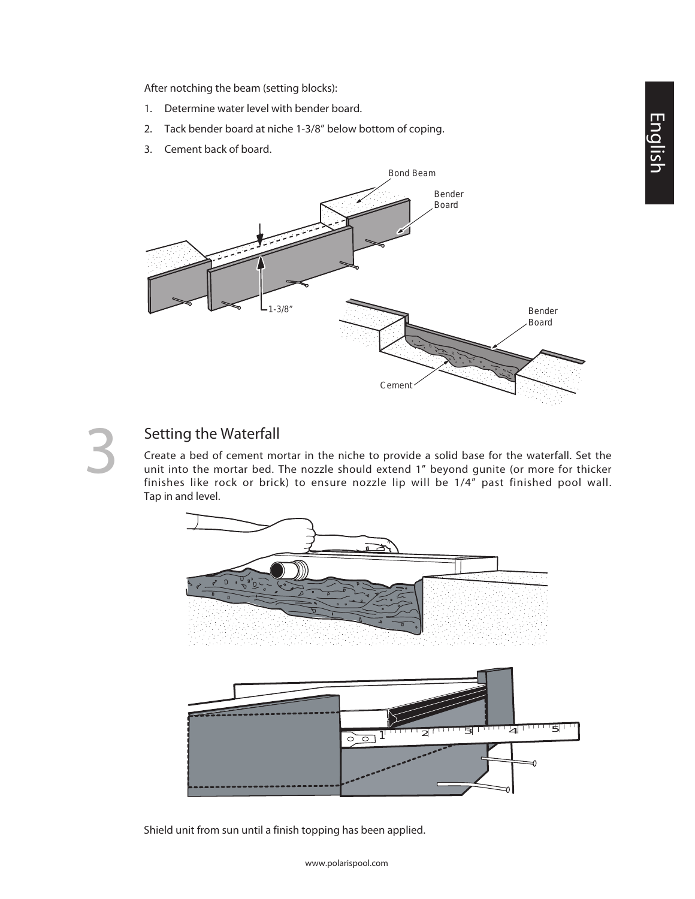After notching the beam (setting blocks):

1. Determine water level with bender board.
2. Tack bender board at niche 1-3/8" below bottom of coping.
3. Cement back of board.

## 3 Setting the Waterfall

Create a bed of cement mortar in the niche to provide a solid base for the waterfall. Set the unit into the mortar bed. The nozzle should extend 1" beyond gunite (or more for thicker finishes like rock or brick) to ensure nozzle lip will be 1/4" past finished pool wall. Tap in and level.

Shield unit from sun until a finish topping has been applied.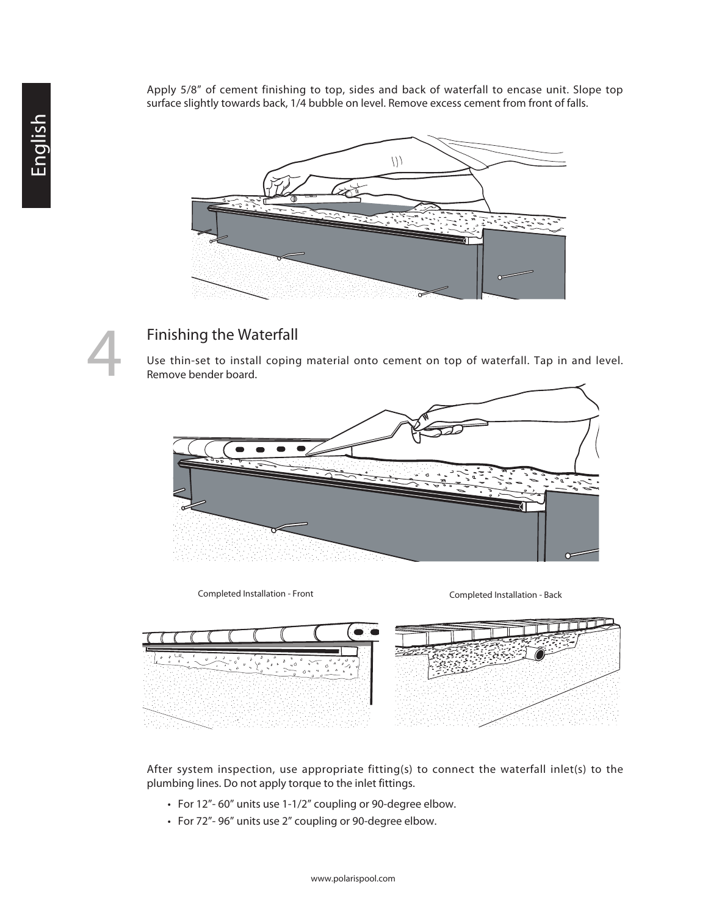Apply 5/8" of cement finishing to top, sides and back of waterfall to encase unit. Slope top surface slightly towards back, 1/4 bubble on level. Remove excess cement from front of falls.

## 4 Finishing the Waterfall

Use thin-set to install coping material onto cement on top of waterfall. Tap in and level. Remove bender board.

Completed Installation - Front

Completed Installation - Back

After system inspection, use appropriate fitting(s) to connect the waterfall inlet(s) to the plumbing lines. Do not apply torque to the inlet fittings.

- For 12"- 60" units use 1-1/2" coupling or 90-degree elbow.
- For 72"- 96" units use 2" coupling or 90-degree elbow.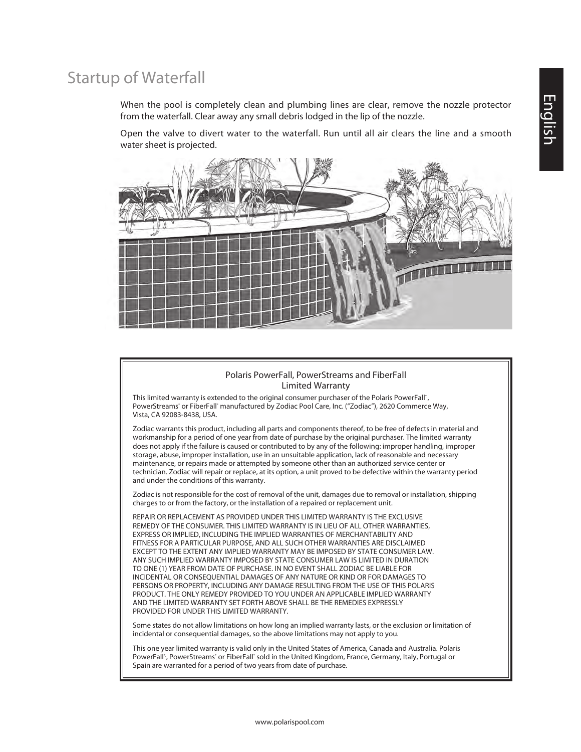# Startup of Waterfall

When the pool is completely clean and plumbing lines are clear, remove the nozzle protector from the waterfall. Clear away any small debris lodged in the lip of the nozzle.

Open the valve to divert water to the waterfall. Run until all air clears the line and a smooth water sheet is projected.

## Polaris PowerFall, PowerStreams and FiberFall Limited Warranty

This limited warranty is extended to the original consumer purchaser of the Polaris PowerFall®, PowerStreams® or FiberFall® manufactured by Zodiac Pool Care, Inc. ("Zodiac"), 2620 Commerce Way, Vista, CA 92083-8438, USA.

Zodiac warrants this product, including all parts and components thereof, to be free of defects in material and workmanship for a period of one year from date of purchase by the original purchaser. The limited warranty does not apply if the failure is caused or contributed to by any of the following: improper handling, improper storage, abuse, improper installation, use in an unsuitable application, lack of reasonable and necessary maintenance, or repairs made or attempted by someone other than an authorized service center or technician. Zodiac will repair or replace, at its option, a unit proved to be defective within the warranty period and under the conditions of this warranty.

Zodiac is not responsible for the cost of removal of the unit, damages due to removal or installation, shipping charges to or from the factory, or the installation of a repaired or replacement unit.

REPAIR OR REPLACEMENT AS PROVIDED UNDER THIS LIMITED WARRANTY IS THE EXCLUSIVE REMEDY OF THE CONSUMER. THIS LIMITED WARRANTY IS IN LIEU OF ALL OTHER WARRANTIES, EXPRESS OR IMPLIED, INCLUDING THE IMPLIED WARRANTIES OF MERCHANTABILITY AND FITNESS FOR A PARTICULAR PURPOSE, AND ALL SUCH OTHER WARRANTIES ARE DISCLAIMED EXCEPT TO THE EXTENT ANY IMPLIED WARRANTY MAY BE IMPOSED BY STATE CONSUMER LAW. ANY SUCH IMPLIED WARRANTY IMPOSED BY STATE CONSUMER LAW IS LIMITED IN DURATION TO ONE (1) YEAR FROM DATE OF PURCHASE. IN NO EVENT SHALL ZODIAC BE LIABLE FOR INCIDENTAL OR CONSEQUENTIAL DAMAGES OF ANY NATURE OR KIND OR FOR DAMAGES TO PERSONS OR PROPERTY, INCLUDING ANY DAMAGE RESULTING FROM THE USE OF THIS POLARIS PRODUCT. THE ONLY REMEDY PROVIDED TO YOU UNDER AN APPLICABLE IMPLIED WARRANTY AND THE LIMITED WARRANTY SET FORTH ABOVE SHALL BE THE REMEDIES EXPRESSLY PROVIDED FOR UNDER THIS LIMITED WARRANTY.

Some states do not allow limitations on how long an implied warranty lasts, or the exclusion or limitation of incidental or consequential damages, so the above limitations may not apply to you.

This one year limited warranty is valid only in the United States of America, Canada and Australia. Polaris PowerFall®, PowerStreams® or FiberFall® sold in the United Kingdom, France, Germany, Italy, Portugal or Spain are warranted for a period of two years from date of purchase.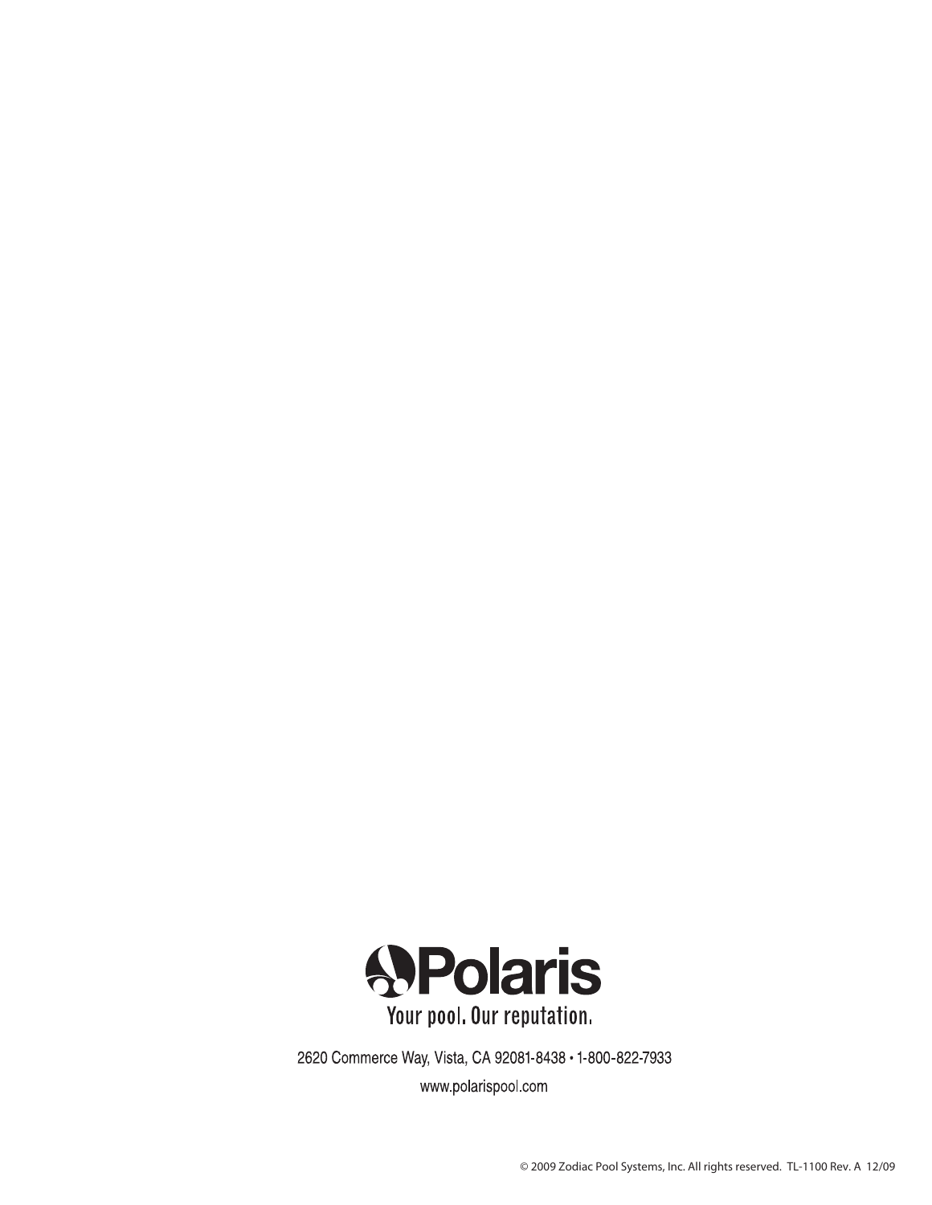Polaris

Your pool. Our reputation.

2620 Commerce Way, Vista, CA 92081-8438 • 1-800-822-7933

www.polarispool.com

© 2009 Zodiac Pool Systems, Inc. All rights reserved. TL-1100 Rev. A 12/09